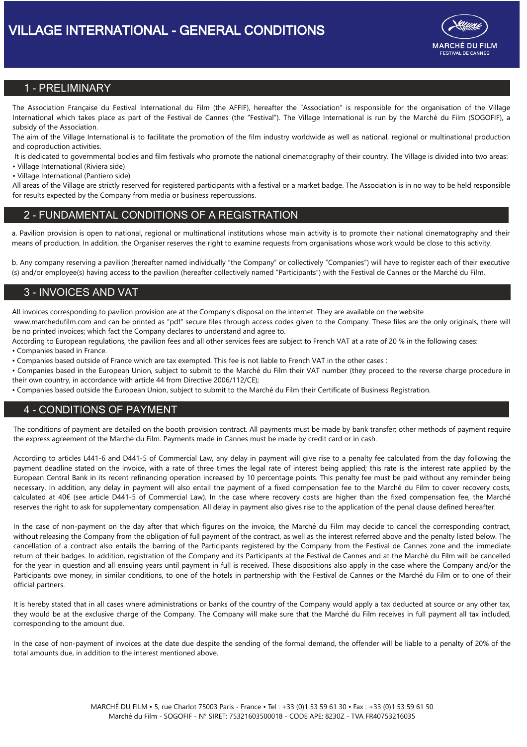# VILLAGE INTERNATIONAL - GENERAL CONDITIONS

## 1 - PRELIMINARY

The Association Française du Festival International du Film (the AFFIF), hereafter the "Association" is responsible for the organisation of the Village International which takes place as part of the Festival de Cannes (the "Festival"). The Village International is run by the Marché du Film (SOGOFIF), a subsidy of the Association.

The aim of the Village International is to facilitate the promotion of the film industry worldwide as well as national, regional or multinational production and coproduction activities.

It is dedicated to governmental bodies and film festivals who promote the national cinematography of their country. The Village is divided into two areas:

- Village International (Riviera side)
- Village International (Pantiero side)

All areas of the Village are strictly reserved for registered participants with a festival or a market badge. The Association is in no way to be held responsible for results expected by the Company from media or business repercussions.

## 2 - FUNDAMENTAL CONDITIONS OF A REGISTRATION

a. Pavilion provision is open to national, regional or multinational institutions whose main activity is to promote their national cinematography and their means of production. In addition, the Organiser reserves the right to examine requests from organisations whose work would be close to this activity.

b. Any company reserving a pavilion (hereafter named individually "the Company" or collectively "Companies") will have to register each of their executive (s) and/or employee(s) having access to the pavilion (hereafter collectively named "Participants") with the Festival de Cannes or the Marché du Film.

## 3 - INVOICES AND VAT

All invoices corresponding to pavilion provision are at the Company's disposal on the internet. They are available on the website www.marchedufilm.com and can be printed as "pdf" secure files through access codes given to the Company. These files are the only originals, there will be no printed invoices; which fact the Company declares to understand and agree to.

According to European regulations, the pavilion fees and all other services fees are subject to French VAT at a rate of 20 % in the following cases:

- Companies based in France.
- Companies based outside of France which are tax exempted. This fee is not liable to French VAT in the other cases :
- Companies based in the European Union, subject to submit to the Marché du Film their VAT number (they proceed to the reverse charge procedure in their own country, in accordance with article 44 from Directive 2006/112/CE);
- Companies based outside the European Union, subject to submit to the Marché du Film their Certificate of Business Registration.

## 4 - CONDITIONS OF PAYMENT

The conditions of payment are detailed on the booth provision contract. All payments must be made by bank transfer; other methods of payment require the express agreement of the Marché du Film. Payments made in Cannes must be made by credit card or in cash.

According to articles L441-6 and D441-5 of Commercial Law, any delay in payment will give rise to a penalty fee calculated from the day following the payment deadline stated on the invoice, with a rate of three times the legal rate of interest being applied; this rate is the interest rate applied by the European Central Bank in its recent refinancing operation increased by 10 percentage points. This penalty fee must be paid without any reminder being necessary. In addition, any delay in payment will also entail the payment of a fixed compensation fee to the Marché du Film to cover recovery costs, calculated at 40€ (see article D441-5 of Commercial Law). In the case where recovery costs are higher than the fixed compensation fee, the Marché reserves the right to ask for supplementary compensation. All delay in payment also gives rise to the application of the penal clause defined hereafter.

In the case of non-payment on the day after that which figures on the invoice, the Marché du Film may decide to cancel the corresponding contract, without releasing the Company from the obligation of full payment of the contract, as well as the interest referred above and the penalty listed below. The cancellation of a contract also entails the barring of the Participants registered by the Company from the Festival de Cannes zone and the immediate return of their badges. In addition, registration of the Company and its Participants at the Festival de Cannes and at the Marché du Film will be cancelled for the year in question and all ensuing years until payment in full is received. These dispositions also apply in the case where the Company and/or the Participants owe money, in similar conditions, to one of the hotels in partnership with the Festival de Cannes or the Marché du Film or to one of their official partners.

It is hereby stated that in all cases where administrations or banks of the country of the Company would apply a tax deducted at source or any other tax, they would be at the exclusive charge of the Company. The Company will make sure that the Marché du Film receives in full payment all tax included, corresponding to the amount due.

In the case of non-payment of invoices at the date due despite the sending of the formal demand, the offender will be liable to a penalty of 20% of the total amounts due, in addition to the interest mentioned above.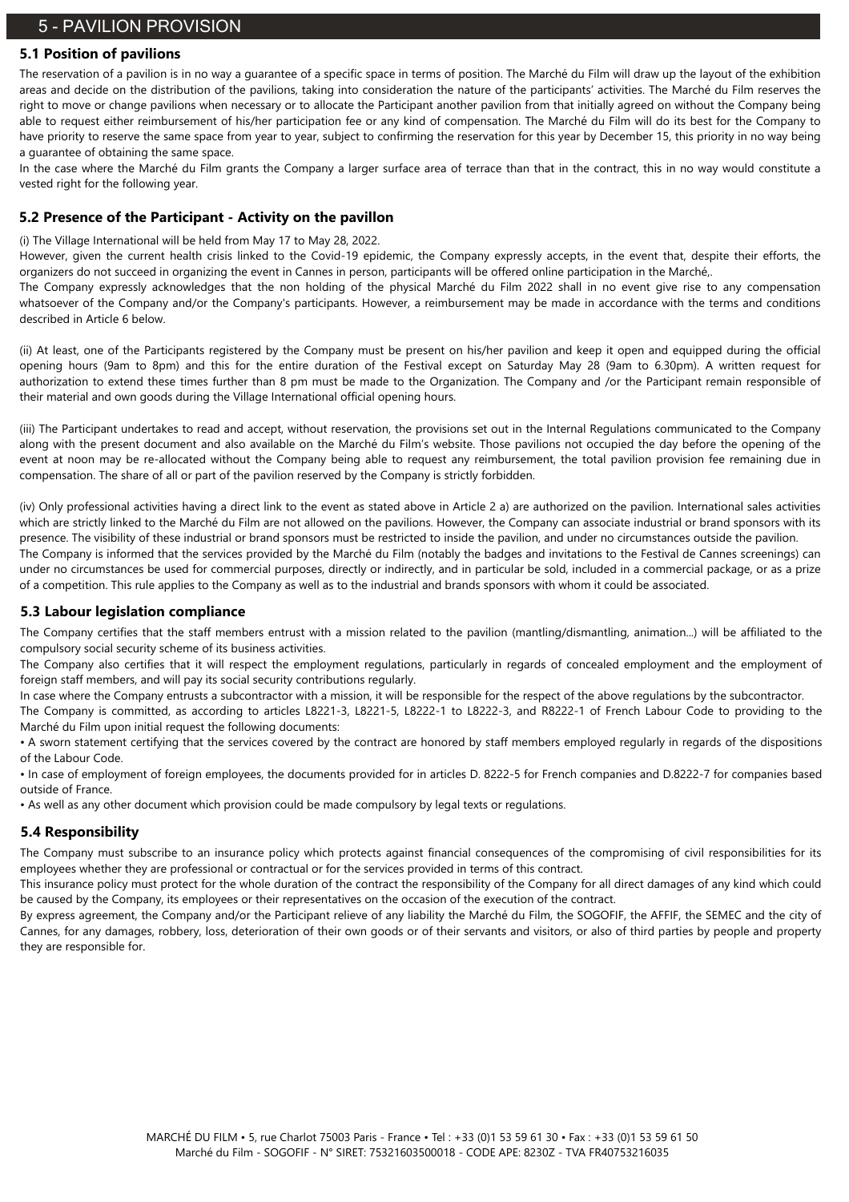# 5 - PAVILION PROVISION

## 5.1 Position of pavilions

The reservation of a pavilion is in no way a guarantee of a specific space in terms of position. The Marché du Film will draw up the layout of the exhibition areas and decide on the distribution of the pavilions, taking into consideration the nature of the participants' activities. The Marché du Film reserves the right to move or change pavilions when necessary or to allocate the Participant another pavilion from that initially agreed on without the Company being able to request either reimbursement of his/her participation fee or any kind of compensation. The Marché du Film will do its best for the Company to have priority to reserve the same space from year to year, subject to confirming the reservation for this year by December 15, this priority in no way being a guarantee of obtaining the same space.

In the case where the Marché du Film grants the Company a larger surface area of terrace than that in the contract, this in no way would constitute a vested right for the following year.

## 5.2 Presence of the Participant - Activity on the pavillon

(i) The Village International will be held from May 17 to May 28, 2022.

However, given the current health crisis linked to the Covid-19 epidemic, the Company expressly accepts, in the event that, despite their efforts, the organizers do not succeed in organizing the event in Cannes in person, participants will be offered online participation in the Marché,.

The Company expressly acknowledges that the non holding of the physical Marché du Film 2022 shall in no event give rise to any compensation whatsoever of the Company and/or the Company's participants. However, a reimbursement may be made in accordance with the terms and conditions described in Article 6 below.

(ii) At least, one of the Participants registered by the Company must be present on his/her pavilion and keep it open and equipped during the official opening hours (9am to 8pm) and this for the entire duration of the Festival except on Saturday May 28 (9am to 6.30pm). A written request for authorization to extend these times further than 8 pm must be made to the Organization. The Company and /or the Participant remain responsible of their material and own goods during the Village International official opening hours.

(iii) The Participant undertakes to read and accept, without reservation, the provisions set out in the Internal Regulations communicated to the Company along with the present document and also available on the Marché du Film's website. Those pavilions not occupied the day before the opening of the event at noon may be re-allocated without the Company being able to request any reimbursement, the total pavilion provision fee remaining due in compensation. The share of all or part of the pavilion reserved by the Company is strictly forbidden.

(iv) Only professional activities having a direct link to the event as stated above in Article 2 a) are authorized on the pavilion. International sales activities which are strictly linked to the Marché du Film are not allowed on the pavilions. However, the Company can associate industrial or brand sponsors with its presence. The visibility of these industrial or brand sponsors must be restricted to inside the pavilion, and under no circumstances outside the pavilion.

The Company is informed that the services provided by the Marché du Film (notably the badges and invitations to the Festival de Cannes screenings) can under no circumstances be used for commercial purposes, directly or indirectly, and in particular be sold, included in a commercial package, or as a prize of a competition. This rule applies to the Company as well as to the industrial and brands sponsors with whom it could be associated.

## 5.3 Labour legislation compliance

The Company certifies that the staff members entrust with a mission related to the pavilion (mantling/dismantling, animation...) will be affiliated to the compulsory social security scheme of its business activities.

The Company also certifies that it will respect the employment regulations, particularly in regards of concealed employment and the employment of foreign staff members, and will pay its social security contributions regularly.

In case where the Company entrusts a subcontractor with a mission, it will be responsible for the respect of the above regulations by the subcontractor.

The Company is committed, as according to articles L8221-3, L8221-5, L8222-1 to L8222-3, and R8222-1 of French Labour Code to providing to the Marché du Film upon initial request the following documents:

- A sworn statement certifying that the services covered by the contract are honored by staff members employed regularly in regards of the dispositions of the Labour Code.
- In case of employment of foreign employees, the documents provided for in articles D. 8222-5 for French companies and D.8222-7 for companies based outside of France.
- As well as any other document which provision could be made compulsory by legal texts or regulations.

## 5.4 Responsibility

The Company must subscribe to an insurance policy which protects against financial consequences of the compromising of civil responsibilities for its employees whether they are professional or contractual or for the services provided in terms of this contract.

This insurance policy must protect for the whole duration of the contract the responsibility of the Company for all direct damages of any kind which could be caused by the Company, its employees or their representatives on the occasion of the execution of the contract.

By express agreement, the Company and/or the Participant relieve of any liability the Marché du Film, the SOGOFIF, the AFFIF, the SEMEC and the city of Cannes, for any damages, robbery, loss, deterioration of their own goods or of their servants and visitors, or also of third parties by people and property they are responsible for.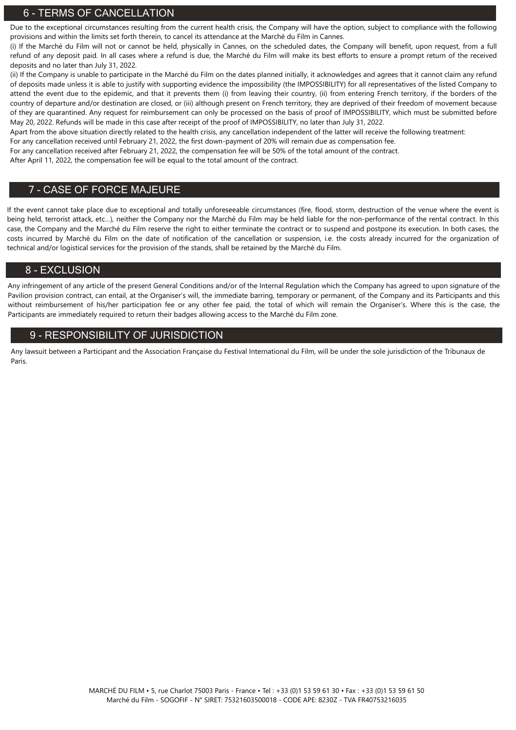## 6 - TERMS OF CANCELLATION

Due to the exceptional circumstances resulting from the current health crisis, the Company will have the option, subject to compliance with the following provisions and within the limits set forth therein, to cancel its attendance at the Marché du Film in Cannes.

(i) If the Marché du Film will not or cannot be held, physically in Cannes, on the scheduled dates, the Company will benefit, upon request, from a full refund of any deposit paid. In all cases where a refund is due, the Marché du Film will make its best efforts to ensure a prompt return of the received deposits and no later than July 31, 2022.

(ii) If the Company is unable to participate in the Marché du Film on the dates planned initially, it acknowledges and agrees that it cannot claim any refund of deposits made unless it is able to justify with supporting evidence the impossibility (the IMPOSSIBILITY) for all representatives of the listed Company to attend the event due to the epidemic, and that it prevents them (i) from leaving their country, (ii) from entering French territory, if the borders of the country of departure and/or destination are closed, or (iii) although present on French territory, they are deprived of their freedom of movement because of they are quarantined. Any request for reimbursement can only be processed on the basis of proof of IMPOSSIBILITY, which must be submitted before May 20, 2022. Refunds will be made in this case after receipt of the proof of IMPOSSIBILITY, no later than July 31, 2022.

Apart from the above situation directly related to the health crisis, any cancellation independent of the latter will receive the following treatment:

For any cancellation received until February 21, 2022, the first down-payment of 20% will remain due as compensation fee.

For any cancellation received after February 21, 2022, the compensation fee will be 50% of the total amount of the contract.

After April 11, 2022, the compensation fee will be equal to the total amount of the contract.

## 7 - CASE OF FORCE MAJEURE

If the event cannot take place due to exceptional and totally unforeseeable circumstances (fire, flood, storm, destruction of the venue where the event is being held, terrorist attack, etc...), neither the Company nor the Marché du Film may be held liable for the non-performance of the rental contract. In this case, the Company and the Marché du Film reserve the right to either terminate the contract or to suspend and postpone its execution. In both cases, the costs incurred by Marché du Film on the date of notification of the cancellation or suspension, i.e. the costs already incurred for the organization of technical and/or logistical services for the provision of the stands, shall be retained by the Marché du Film.

## 8 - EXCLUSION

Any infringement of any article of the present General Conditions and/or of the Internal Regulation which the Company has agreed to upon signature of the Pavilion provision contract, can entail, at the Organiser's will, the immediate barring, temporary or permanent, of the Company and its Participants and this without reimbursement of his/her participation fee or any other fee paid, the total of which will remain the Organiser's. Where this is the case, the Participants are immediately required to return their badges allowing access to the Marché du Film zone.

## 9 - RESPONSIBILITY OF JURISDICTION

Any lawsuit between a Participant and the Association Française du Festival International du Film, will be under the sole jurisdiction of the Tribunaux de Paris.

MARCHÉ DU FILM • 5, rue Charlot 75003 Paris - France • Tel : +33 (0)1 53 59 61 30 • Fax : +33 (0)1 53 59 61 50
Marché du Film - SOGOFIF - N° SIRET: 75321603500018 - CODE APE: 8230Z - TVA FR40753216035